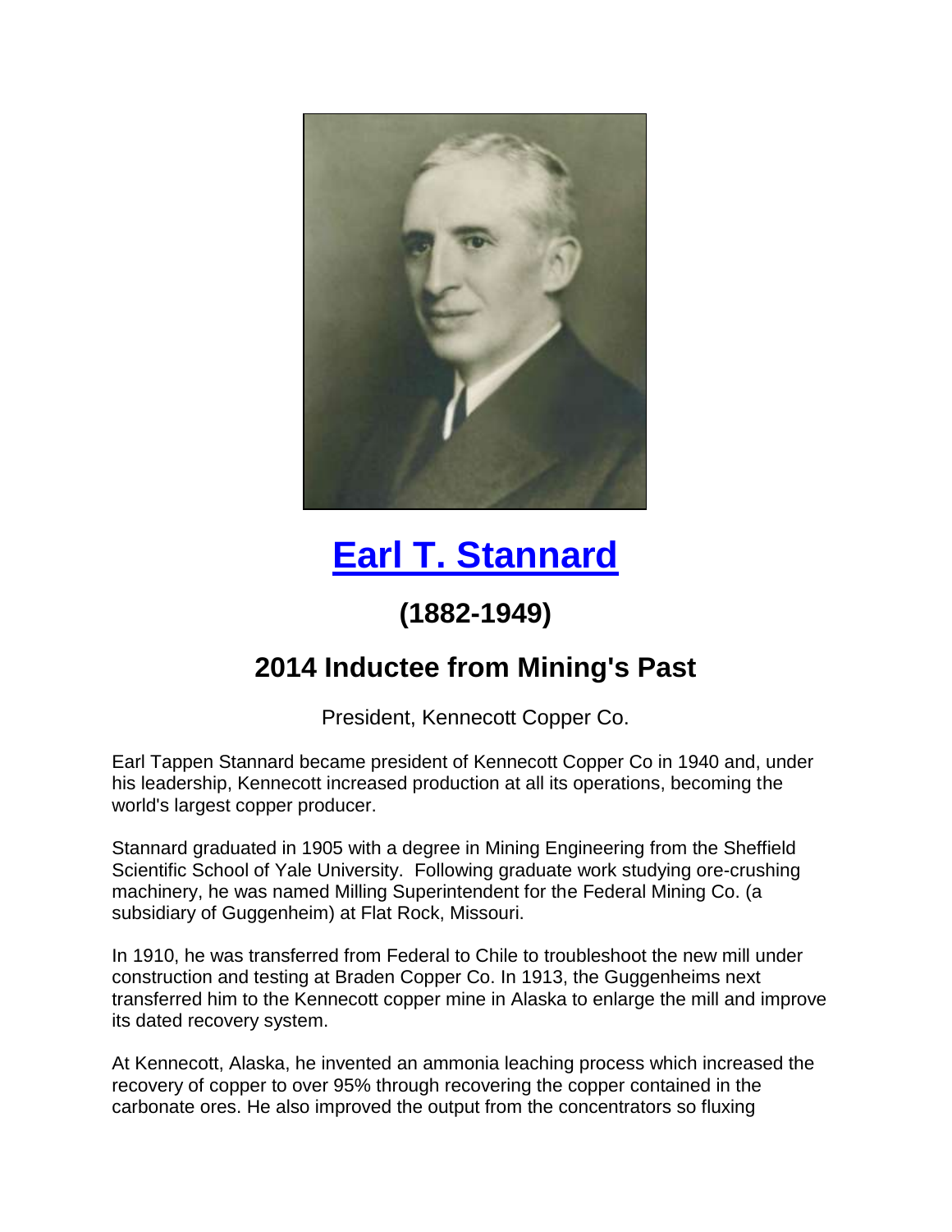# Earl T. Stannard

## (1882-1949)

## 2014 Inductee from Mining's Past

President, Kennecott Copper Co.

Earl Tappen Stannard became president of Kennecott Copper Co in 1940 and, under his leadership, Kennecott increased production at all its operations, becoming the world's largest copper producer.

Stannard graduated in 1905 with a degree in Mining Engineering from the Sheffield Scientific School of Yale University. Following graduate work studying ore-crushing machinery, he was named Milling Superintendent for the Federal Mining Co. (a subsidiary of Guggenheim) at Flat Rock, Missouri.

In 1910, he was transferred from Federal to Chile to troubleshoot the new mill under construction and testing at Braden Copper Co. In 1913, the Guggenheims next transferred him to the Kennecott copper mine in Alaska to enlarge the mill and improve its dated recovery system.

At Kennecott, Alaska, he invented an ammonia leaching process which increased the recovery of copper to over 95% through recovering the copper contained in the carbonate ores. He also improved the output from the concentrators so fluxing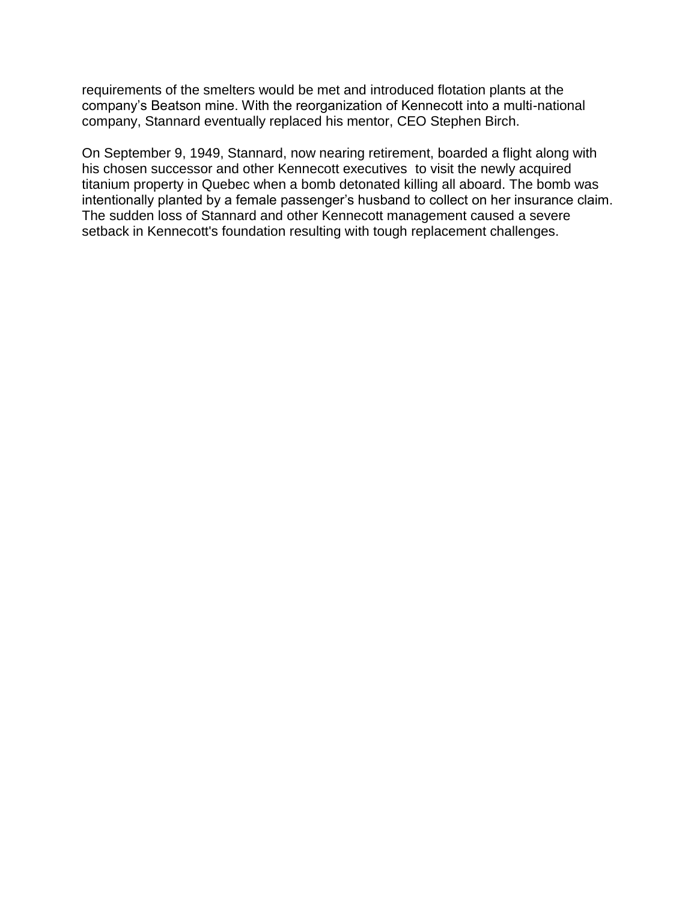requirements of the smelters would be met and introduced flotation plants at the company's Beatson mine. With the reorganization of Kennecott into a multi-national company, Stannard eventually replaced his mentor, CEO Stephen Birch.

On September 9, 1949, Stannard, now nearing retirement, boarded a flight along with his chosen successor and other Kennecott executives to visit the newly acquired titanium property in Quebec when a bomb detonated killing all aboard. The bomb was intentionally planted by a female passenger's husband to collect on her insurance claim. The sudden loss of Stannard and other Kennecott management caused a severe setback in Kennecott's foundation resulting with tough replacement challenges.